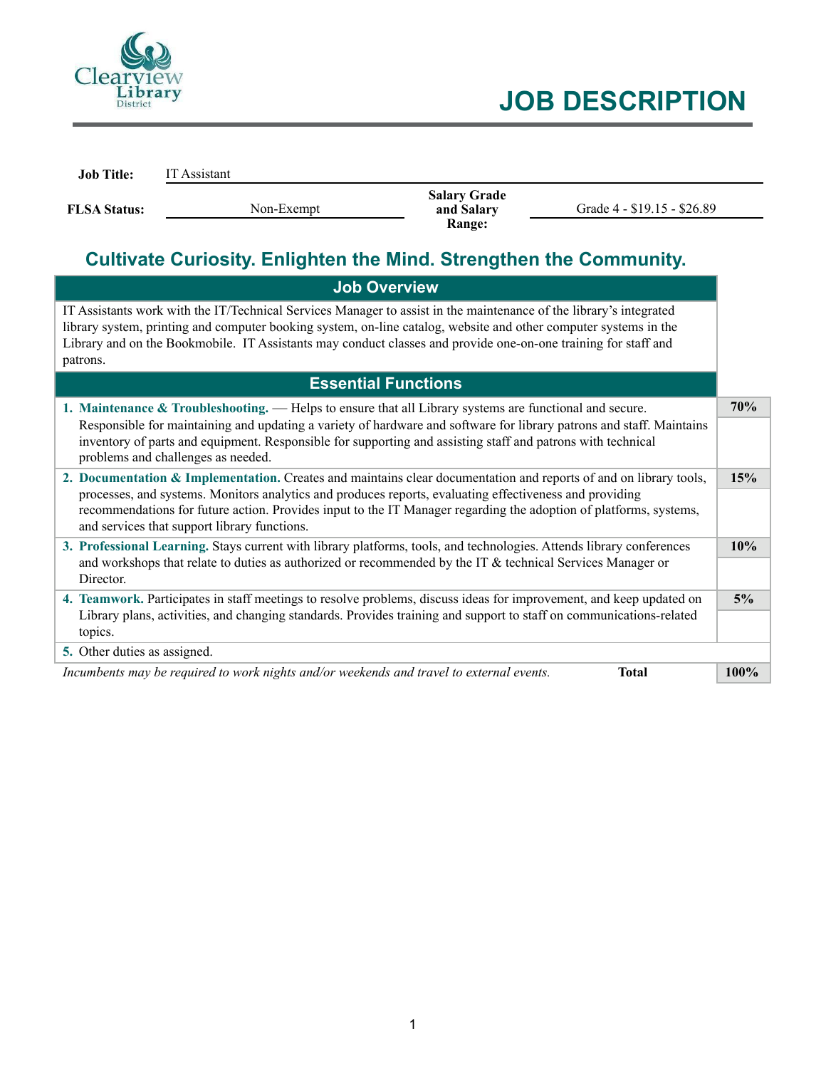# JOB DESCRIPTION

| **Job Title:** | IT Assistant | | |
|---|---|---|---|
| **FLSA Status:** | Non-Exempt | **Salary Grade and Salary Range:** | Grade 4 - $19.15 - $26.89 |

## Cultivate Curiosity. Enlighten the Mind. Strengthen the Community.

### Job Overview

IT Assistants work with the IT/Technical Services Manager to assist in the maintenance of the library's integrated library system, printing and computer booking system, on-line catalog, website and other computer systems in the Library and on the Bookmobile. IT Assistants may conduct classes and provide one-on-one training for staff and patrons.

### Essential Functions

| Function | % |
|---|---|
| **1. Maintenance & Troubleshooting.** — Helps to ensure that all Library systems are functional and secure. Responsible for maintaining and updating a variety of hardware and software for library patrons and staff. Maintains inventory of parts and equipment. Responsible for supporting and assisting staff and patrons with technical problems and challenges as needed. | **70%** |
| **2. Documentation & Implementation.** Creates and maintains clear documentation and reports of and on library tools, processes, and systems. Monitors analytics and produces reports, evaluating effectiveness and providing recommendations for future action. Provides input to the IT Manager regarding the adoption of platforms, systems, and services that support library functions. | **15%** |
| **3. Professional Learning.** Stays current with library platforms, tools, and technologies. Attends library conferences and workshops that relate to duties as authorized or recommended by the IT & technical Services Manager or Director. | **10%** |
| **4. Teamwork.** Participates in staff meetings to resolve problems, discuss ideas for improvement, and keep updated on Library plans, activities, and changing standards. Provides training and support to staff on communications-related topics. | **5%** |
| **5.** Other duties as assigned. | |
| *Incumbents may be required to work nights and/or weekends and travel to external events.* **Total** | **100%** |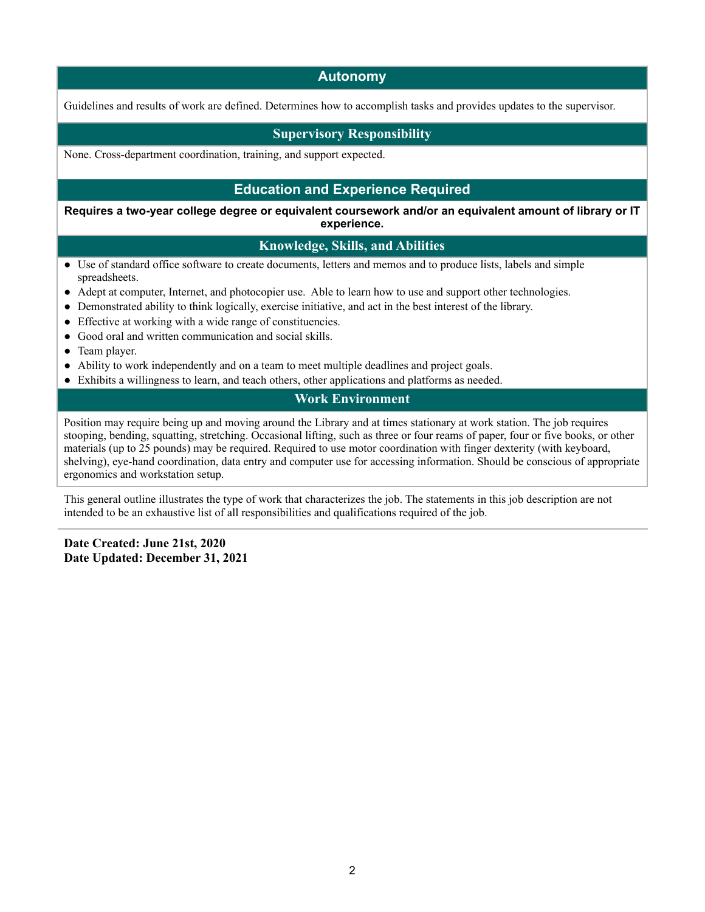## Autonomy

Guidelines and results of work are defined. Determines how to accomplish tasks and provides updates to the supervisor.

## Supervisory Responsibility

None. Cross-department coordination, training, and support expected.

## Education and Experience Required

**Requires a two-year college degree or equivalent coursework and/or an equivalent amount of library or IT experience.**

## Knowledge, Skills, and Abilities

- Use of standard office software to create documents, letters and memos and to produce lists, labels and simple spreadsheets.
- Adept at computer, Internet, and photocopier use. Able to learn how to use and support other technologies.
- Demonstrated ability to think logically, exercise initiative, and act in the best interest of the library.
- Effective at working with a wide range of constituencies.
- Good oral and written communication and social skills.
- Team player.
- Ability to work independently and on a team to meet multiple deadlines and project goals.
- Exhibits a willingness to learn, and teach others, other applications and platforms as needed.

## Work Environment

Position may require being up and moving around the Library and at times stationary at work station. The job requires stooping, bending, squatting, stretching. Occasional lifting, such as three or four reams of paper, four or five books, or other materials (up to 25 pounds) may be required. Required to use motor coordination with finger dexterity (with keyboard, shelving), eye-hand coordination, data entry and computer use for accessing information. Should be conscious of appropriate ergonomics and workstation setup.

This general outline illustrates the type of work that characterizes the job. The statements in this job description are not intended to be an exhaustive list of all responsibilities and qualifications required of the job.

---

**Date Created: June 21st, 2020**
**Date Updated: December 31, 2021**